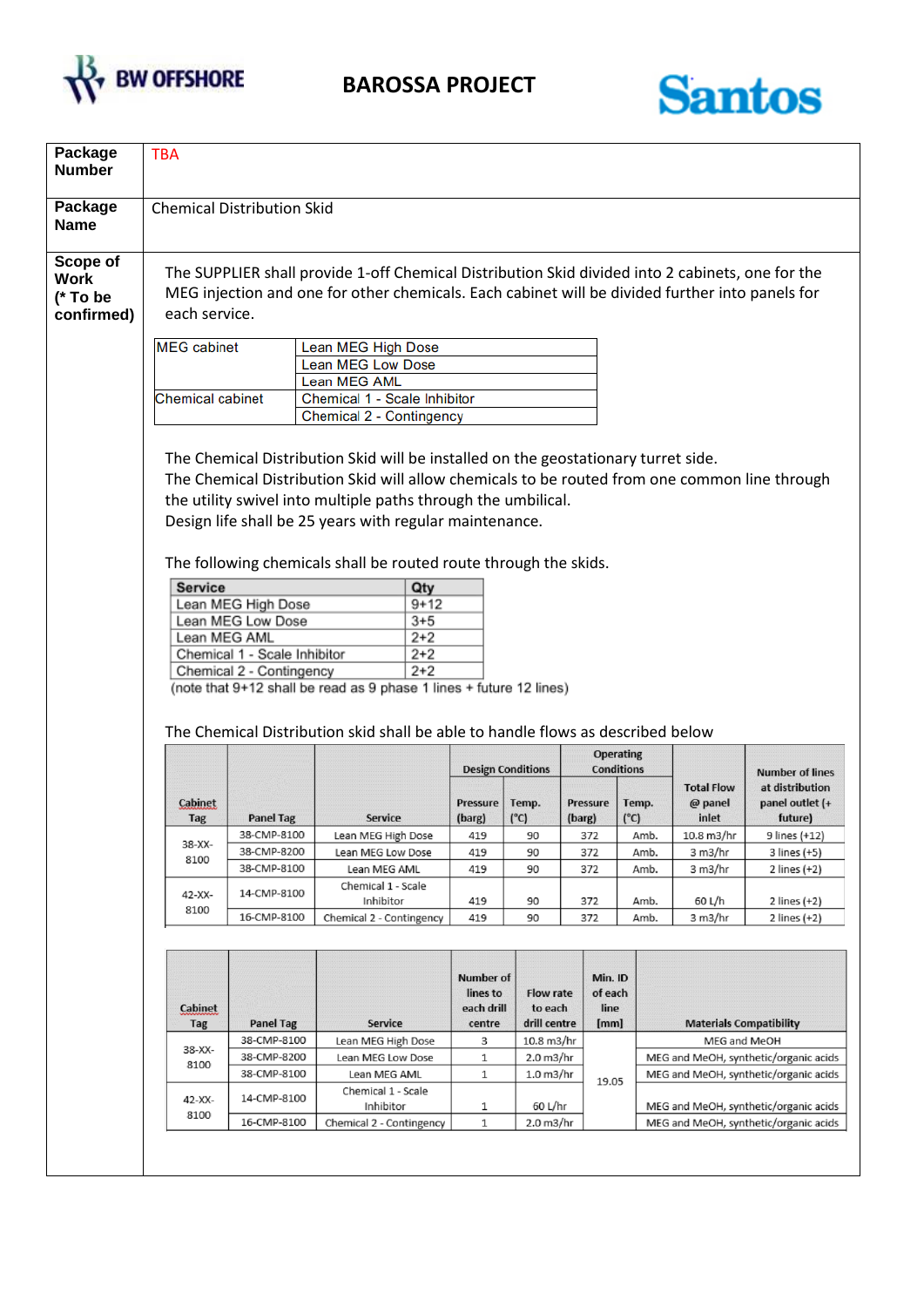# BAROSSA PROJECT

| Package Number | TBA |
|---|---|
| **Package Name** | Chemical Distribution Skid |

**Scope of Work (* To be confirmed)**

The SUPPLIER shall provide 1-off Chemical Distribution Skid divided into 2 cabinets, one for the MEG injection and one for other chemicals. Each cabinet will be divided further into panels for each service.

| MEG cabinet | Lean MEG High Dose |
|---|---|
| | Lean MEG Low Dose |
| | Lean MEG AML |
| Chemical cabinet | Chemical 1 - Scale Inhibitor |
| | Chemical 2 - Contingency |

The Chemical Distribution Skid will be installed on the geostationary turret side.
The Chemical Distribution Skid will allow chemicals to be routed from one common line through the utility swivel into multiple paths through the umbilical.
Design life shall be 25 years with regular maintenance.

The following chemicals shall be routed route through the skids.

| Service | Qty |
|---|---|
| Lean MEG High Dose | 9+12 |
| Lean MEG Low Dose | 3+5 |
| Lean MEG AML | 2+2 |
| Chemical 1 - Scale Inhibitor | 2+2 |
| Chemical 2 - Contingency | 2+2 |

(note that 9+12 shall be read as 9 phase 1 lines + future 12 lines)

The Chemical Distribution skid shall be able to handle flows as described below

| Cabinet Tag | Panel Tag | Service | Design Conditions | | Operating Conditions | | Total Flow @ panel inlet | Number of lines at distribution panel outlet (+ future) |
|---|---|---|---|---|---|---|---|---|
| | | | Pressure (barg) | Temp. (°C) | Pressure (barg) | Temp. (°C) | | |
| 38-XX-8100 | 38-CMP-8100 | Lean MEG High Dose | 419 | 90 | 372 | Amb. | 10.8 m3/hr | 9 lines (+12) |
| | 38-CMP-8200 | Lean MEG Low Dose | 419 | 90 | 372 | Amb. | 3 m3/hr | 3 lines (+5) |
| | 38-CMP-8100 | Lean MEG AML | 419 | 90 | 372 | Amb. | 3 m3/hr | 2 lines (+2) |
| 42-XX-8100 | 14-CMP-8100 | Chemical 1 - Scale Inhibitor | 419 | 90 | 372 | Amb. | 60 L/h | 2 lines (+2) |
| | 16-CMP-8100 | Chemical 2 - Contingency | 419 | 90 | 372 | Amb. | 3 m3/hr | 2 lines (+2) |

| Cabinet Tag | Panel Tag | Service | Number of lines to each drill centre | Flow rate to each drill centre | Min. ID of each line [mm] | Materials Compatibility |
|---|---|---|---|---|---|---|
| 38-XX-8100 | 38-CMP-8100 | Lean MEG High Dose | 3 | 10.8 m3/hr | 19.05 | MEG and MeOH |
| | 38-CMP-8200 | Lean MEG Low Dose | 1 | 2.0 m3/hr | | MEG and MeOH, synthetic/organic acids |
| | 38-CMP-8100 | Lean MEG AML | 1 | 1.0 m3/hr | | MEG and MeOH, synthetic/organic acids |
| 42-XX-8100 | 14-CMP-8100 | Chemical 1 - Scale Inhibitor | 1 | 60 L/hr | | MEG and MeOH, synthetic/organic acids |
| | 16-CMP-8100 | Chemical 2 - Contingency | 1 | 2.0 m3/hr | | MEG and MeOH, synthetic/organic acids |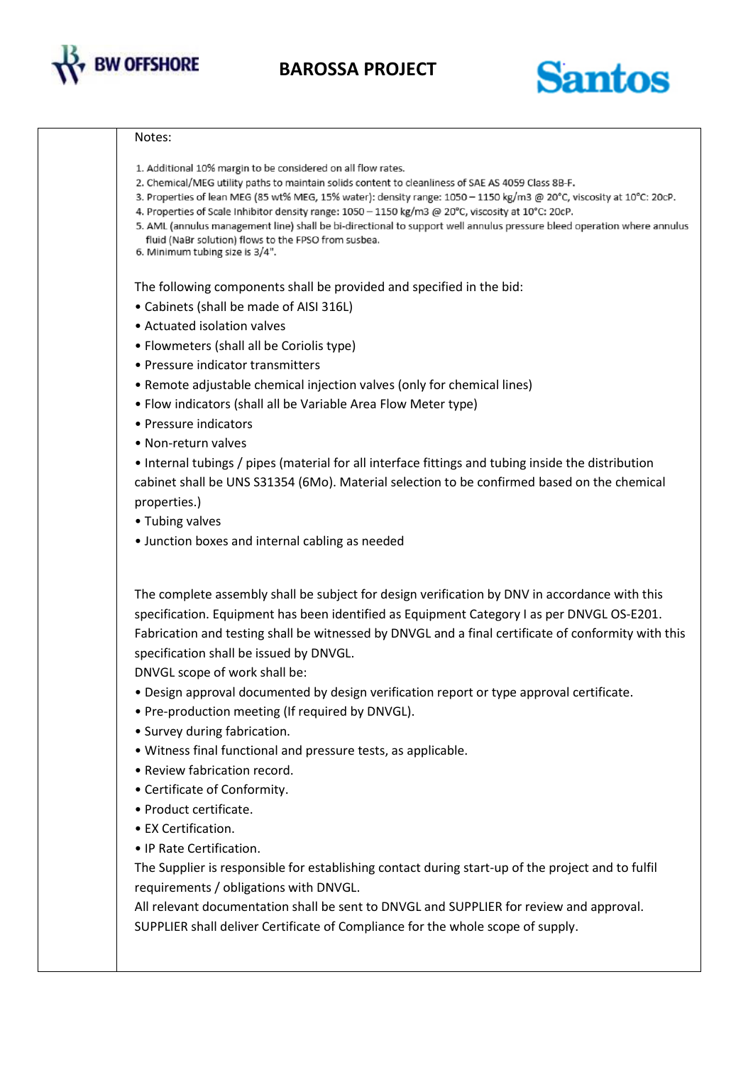Notes:

1. Additional 10% margin to be considered on all flow rates.
2. Chemical/MEG utility paths to maintain solids content to cleanliness of SAE AS 4059 Class 8B-F.
3. Properties of lean MEG (85 wt% MEG, 15% water): density range: 1050 – 1150 kg/m3 @ 20°C, viscosity at 10°C: 20cP.
4. Properties of Scale Inhibitor density range: 1050 – 1150 kg/m3 @ 20°C, viscosity at 10°C: 20cP.
5. AML (annulus management line) shall be bi-directional to support well annulus pressure bleed operation where annulus fluid (NaBr solution) flows to the FPSO from susbea.
6. Minimum tubing size is 3/4".

The following components shall be provided and specified in the bid:

- Cabinets (shall be made of AISI 316L)
- Actuated isolation valves
- Flowmeters (shall all be Coriolis type)
- Pressure indicator transmitters
- Remote adjustable chemical injection valves (only for chemical lines)
- Flow indicators (shall all be Variable Area Flow Meter type)
- Pressure indicators
- Non-return valves
- Internal tubings / pipes (material for all interface fittings and tubing inside the distribution cabinet shall be UNS S31354 (6Mo). Material selection to be confirmed based on the chemical properties.)
- Tubing valves
- Junction boxes and internal cabling as needed

The complete assembly shall be subject for design verification by DNV in accordance with this specification. Equipment has been identified as Equipment Category I as per DNVGL OS-E201. Fabrication and testing shall be witnessed by DNVGL and a final certificate of conformity with this specification shall be issued by DNVGL.

DNVGL scope of work shall be:

- Design approval documented by design verification report or type approval certificate.
- Pre-production meeting (If required by DNVGL).
- Survey during fabrication.
- Witness final functional and pressure tests, as applicable.
- Review fabrication record.
- Certificate of Conformity.
- Product certificate.
- EX Certification.
- IP Rate Certification.

The Supplier is responsible for establishing contact during start-up of the project and to fulfil requirements / obligations with DNVGL.

All relevant documentation shall be sent to DNVGL and SUPPLIER for review and approval.

SUPPLIER shall deliver Certificate of Compliance for the whole scope of supply.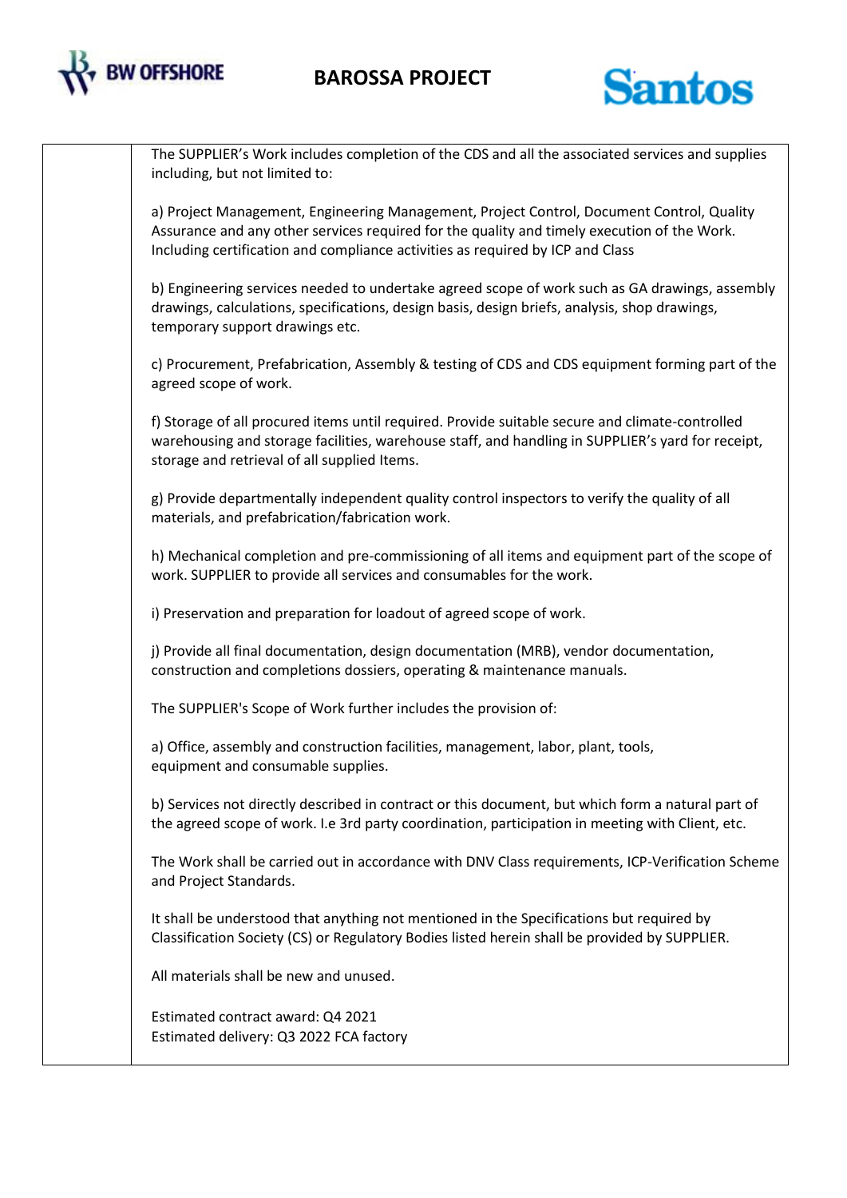The SUPPLIER's Work includes completion of the CDS and all the associated services and supplies including, but not limited to:

a) Project Management, Engineering Management, Project Control, Document Control, Quality Assurance and any other services required for the quality and timely execution of the Work. Including certification and compliance activities as required by ICP and Class

b) Engineering services needed to undertake agreed scope of work such as GA drawings, assembly drawings, calculations, specifications, design basis, design briefs, analysis, shop drawings, temporary support drawings etc.

c) Procurement, Prefabrication, Assembly & testing of CDS and CDS equipment forming part of the agreed scope of work.

f) Storage of all procured items until required. Provide suitable secure and climate-controlled warehousing and storage facilities, warehouse staff, and handling in SUPPLIER's yard for receipt, storage and retrieval of all supplied Items.

g) Provide departmentally independent quality control inspectors to verify the quality of all materials, and prefabrication/fabrication work.

h) Mechanical completion and pre-commissioning of all items and equipment part of the scope of work. SUPPLIER to provide all services and consumables for the work.

i) Preservation and preparation for loadout of agreed scope of work.

j) Provide all final documentation, design documentation (MRB), vendor documentation, construction and completions dossiers, operating & maintenance manuals.

The SUPPLIER's Scope of Work further includes the provision of:

a) Office, assembly and construction facilities, management, labor, plant, tools, equipment and consumable supplies.

b) Services not directly described in contract or this document, but which form a natural part of the agreed scope of work. I.e 3rd party coordination, participation in meeting with Client, etc.

The Work shall be carried out in accordance with DNV Class requirements, ICP-Verification Scheme and Project Standards.

It shall be understood that anything not mentioned in the Specifications but required by Classification Society (CS) or Regulatory Bodies listed herein shall be provided by SUPPLIER.

All materials shall be new and unused.

Estimated contract award: Q4 2021
Estimated delivery: Q3 2022 FCA factory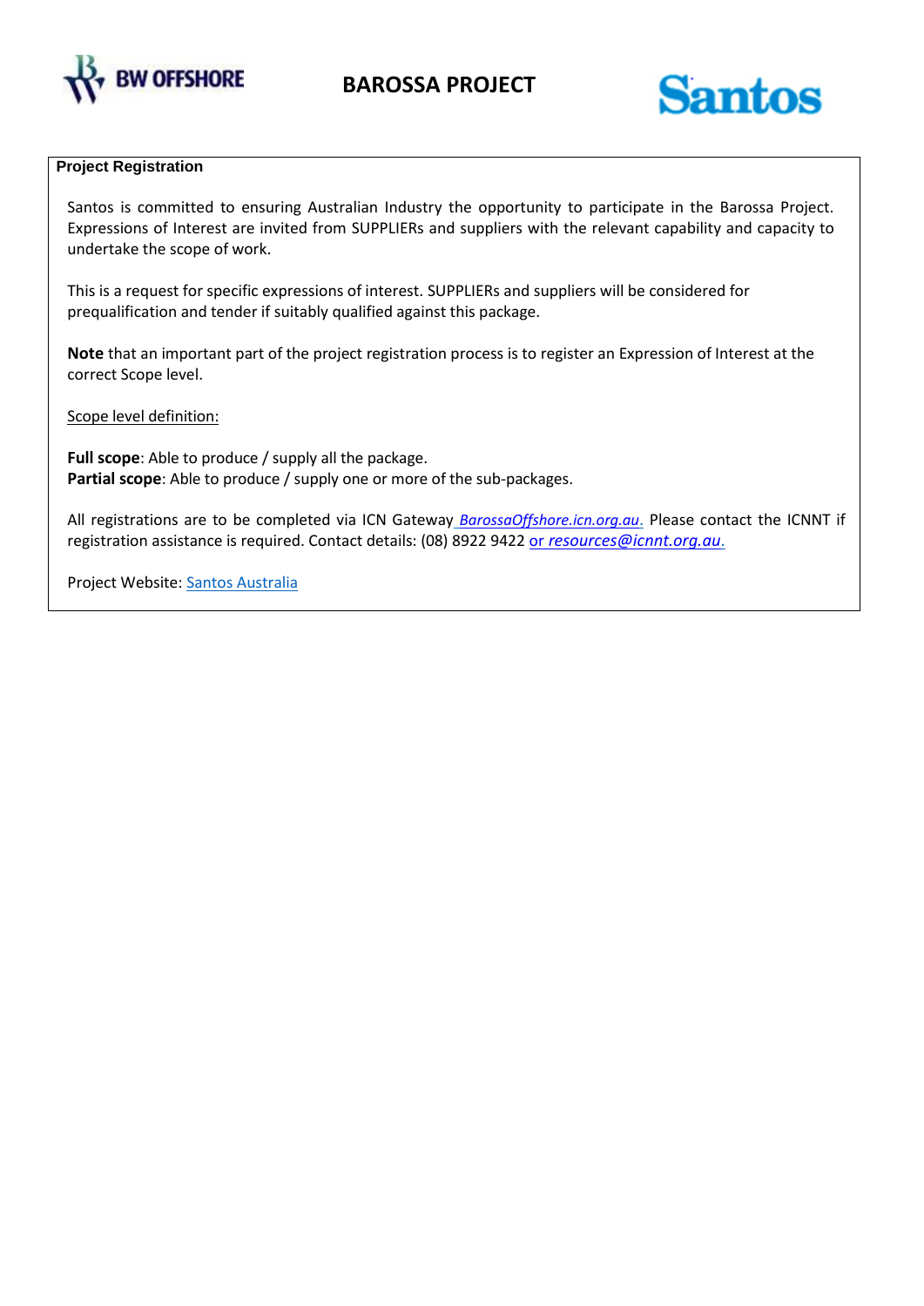**BAROSSA PROJECT**

### Project Registration

Santos is committed to ensuring Australian Industry the opportunity to participate in the Barossa Project. Expressions of Interest are invited from SUPPLIERs and suppliers with the relevant capability and capacity to undertake the scope of work.

This is a request for specific expressions of interest. SUPPLIERs and suppliers will be considered for prequalification and tender if suitably qualified against this package.

**Note** that an important part of the project registration process is to register an Expression of Interest at the correct Scope level.

Scope level definition:

**Full scope**: Able to produce / supply all the package.
**Partial scope**: Able to produce / supply one or more of the sub-packages.

All registrations are to be completed via ICN Gateway *BarossaOffshore.icn.org.au*. Please contact the ICNNT if registration assistance is required. Contact details: (08) 8922 9422 or *resources@icnnt.org.au*.

Project Website: Santos Australia